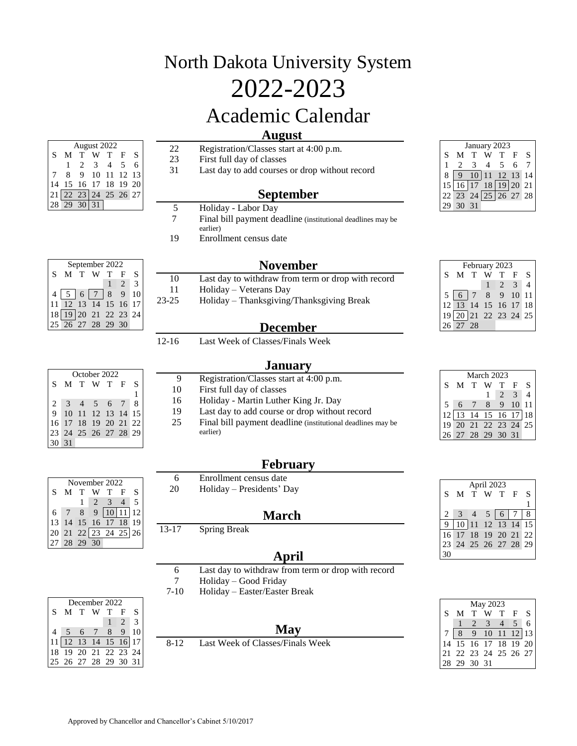# North Dakota University System
# 2022-2023
# Academic Calendar

## August

| | |
|---|---|
| 22 | Registration/Classes start at 4:00 p.m. |
| 23 | First full day of classes |
| 31 | Last day to add courses or drop without record |

## September

| | |
|---|---|
| 5 | Holiday - Labor Day |
| 7 | Final bill payment deadline (institutional deadlines may be earlier) |
| 19 | Enrollment census date |

## November

| | |
|---|---|
| 10 | Last day to withdraw from term or drop with record |
| 11 | Holiday – Veterans Day |
| 23-25 | Holiday – Thanksgiving/Thanksgiving Break |

## December

| | |
|---|---|
| 12-16 | Last Week of Classes/Finals Week |

## January

| | |
|---|---|
| 9 | Registration/Classes start at 4:00 p.m. |
| 10 | First full day of classes |
| 16 | Holiday - Martin Luther King Jr. Day |
| 19 | Last day to add course or drop without record |
| 25 | Final bill payment deadline (institutional deadlines may be earlier) |

## February

| | |
|---|---|
| 6 | Enrollment census date |
| 20 | Holiday – Presidents' Day |

## March

| | |
|---|---|
| 13-17 | Spring Break |

## April

| | |
|---|---|
| 6 | Last day to withdraw from term or drop with record |
| 7 | Holiday – Good Friday |
| 7-10 | Holiday – Easter/Easter Break |

## May

| | |
|---|---|
| 8-12 | Last Week of Classes/Finals Week |

**August 2022**

| S | M | T | W | T | F | S |
|---|---|---|---|---|---|---|
| | 1 | 2 | 3 | 4 | 5 | 6 |
| 7 | 8 | 9 | 10 | 11 | 12 | 13 |
| 14 | 15 | 16 | 17 | 18 | 19 | 20 |
| 21 | 22 | 23 | 24 | 25 | 26 | 27 |
| 28 | 29 | 30 | 31 | | | |

**September 2022**

| S | M | T | W | T | F | S |
|---|---|---|---|---|---|---|
| | | | | 1 | 2 | 3 |
| 4 | 5 | 6 | 7 | 8 | 9 | 10 |
| 11 | 12 | 13 | 14 | 15 | 16 | 17 |
| 18 | 19 | 20 | 21 | 22 | 23 | 24 |
| 25 | 26 | 27 | 28 | 29 | 30 | |

**October 2022**

| S | M | T | W | T | F | S |
|---|---|---|---|---|---|---|
| | | | | | | 1 |
| 2 | 3 | 4 | 5 | 6 | 7 | 8 |
| 9 | 10 | 11 | 12 | 13 | 14 | 15 |
| 16 | 17 | 18 | 19 | 20 | 21 | 22 |
| 23 | 24 | 25 | 26 | 27 | 28 | 29 |
| 30 | 31 | | | | | |

**November 2022**

| S | M | T | W | T | F | S |
|---|---|---|---|---|---|---|
| | | 1 | 2 | 3 | 4 | 5 |
| 6 | 7 | 8 | 9 | 10 | 11 | 12 |
| 13 | 14 | 15 | 16 | 17 | 18 | 19 |
| 20 | 21 | 22 | 23 | 24 | 25 | 26 |
| 27 | 28 | 29 | 30 | | | |

**December 2022**

| S | M | T | W | T | F | S |
|---|---|---|---|---|---|---|
| | | | | 1 | 2 | 3 |
| 4 | 5 | 6 | 7 | 8 | 9 | 10 |
| 11 | 12 | 13 | 14 | 15 | 16 | 17 |
| 18 | 19 | 20 | 21 | 22 | 23 | 24 |
| 25 | 26 | 27 | 28 | 29 | 30 | 31 |

**January 2023**

| S | M | T | W | T | F | S |
|---|---|---|---|---|---|---|
| 1 | 2 | 3 | 4 | 5 | 6 | 7 |
| 8 | 9 | 10 | 11 | 12 | 13 | 14 |
| 15 | 16 | 17 | 18 | 19 | 20 | 21 |
| 22 | 23 | 24 | 25 | 26 | 27 | 28 |
| 29 | 30 | 31 | | | | |

**February 2023**

| S | M | T | W | T | F | S |
|---|---|---|---|---|---|---|
| | | | 1 | 2 | 3 | 4 |
| 5 | 6 | 7 | 8 | 9 | 10 | 11 |
| 12 | 13 | 14 | 15 | 16 | 17 | 18 |
| 19 | 20 | 21 | 22 | 23 | 24 | 25 |
| 26 | 27 | 28 | | | | |

**March 2023**

| S | M | T | W | T | F | S |
|---|---|---|---|---|---|---|
| | | | 1 | 2 | 3 | 4 |
| 5 | 6 | 7 | 8 | 9 | 10 | 11 |
| 12 | 13 | 14 | 15 | 16 | 17 | 18 |
| 19 | 20 | 21 | 22 | 23 | 24 | 25 |
| 26 | 27 | 28 | 29 | 30 | 31 | |

**April 2023**

| S | M | T | W | T | F | S |
|---|---|---|---|---|---|---|
| | | | | | | 1 |
| 2 | 3 | 4 | 5 | 6 | 7 | 8 |
| 9 | 10 | 11 | 12 | 13 | 14 | 15 |
| 16 | 17 | 18 | 19 | 20 | 21 | 22 |
| 23 | 24 | 25 | 26 | 27 | 28 | 29 |
| 30 | | | | | | |

**May 2023**

| S | M | T | W | T | F | S |
|---|---|---|---|---|---|---|
| | 1 | 2 | 3 | 4 | 5 | 6 |
| 7 | 8 | 9 | 10 | 11 | 12 | 13 |
| 14 | 15 | 16 | 17 | 18 | 19 | 20 |
| 21 | 22 | 23 | 24 | 25 | 26 | 27 |
| 28 | 29 | 30 | 31 | | | |

Approved by Chancellor and Chancellor's Cabinet 5/10/2017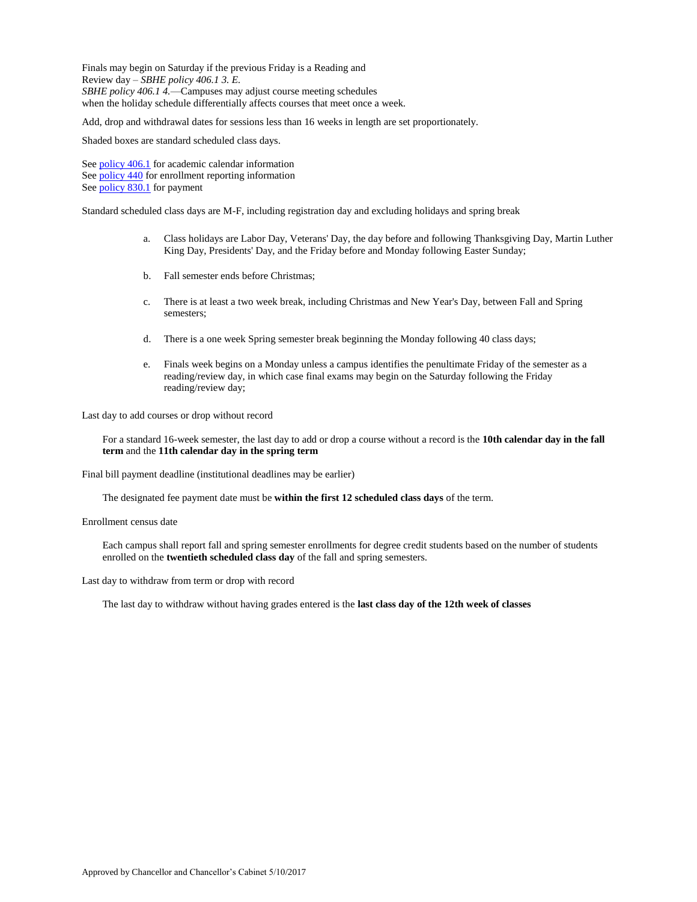Finals may begin on Saturday if the previous Friday is a Reading and Review day – *SBHE policy 406.1 3. E.*
*SBHE policy 406.1 4.*—Campuses may adjust course meeting schedules when the holiday schedule differentially affects courses that meet once a week.

Add, drop and withdrawal dates for sessions less than 16 weeks in length are set proportionately.

Shaded boxes are standard scheduled class days.

See [policy 406.1](policy 406.1) for academic calendar information
See [policy 440](policy 440) for enrollment reporting information
See [policy 830.1](policy 830.1) for payment

Standard scheduled class days are M-F, including registration day and excluding holidays and spring break

a. Class holidays are Labor Day, Veterans' Day, the day before and following Thanksgiving Day, Martin Luther King Day, Presidents' Day, and the Friday before and Monday following Easter Sunday;

b. Fall semester ends before Christmas;

c. There is at least a two week break, including Christmas and New Year's Day, between Fall and Spring semesters;

d. There is a one week Spring semester break beginning the Monday following 40 class days;

e. Finals week begins on a Monday unless a campus identifies the penultimate Friday of the semester as a reading/review day, in which case final exams may begin on the Saturday following the Friday reading/review day;

Last day to add courses or drop without record

For a standard 16-week semester, the last day to add or drop a course without a record is the **10th calendar day in the fall term** and the **11th calendar day in the spring term**

Final bill payment deadline (institutional deadlines may be earlier)

The designated fee payment date must be **within the first 12 scheduled class days** of the term.

Enrollment census date

Each campus shall report fall and spring semester enrollments for degree credit students based on the number of students enrolled on the **twentieth scheduled class day** of the fall and spring semesters.

Last day to withdraw from term or drop with record

The last day to withdraw without having grades entered is the **last class day of the 12th week of classes**

Approved by Chancellor and Chancellor's Cabinet 5/10/2017